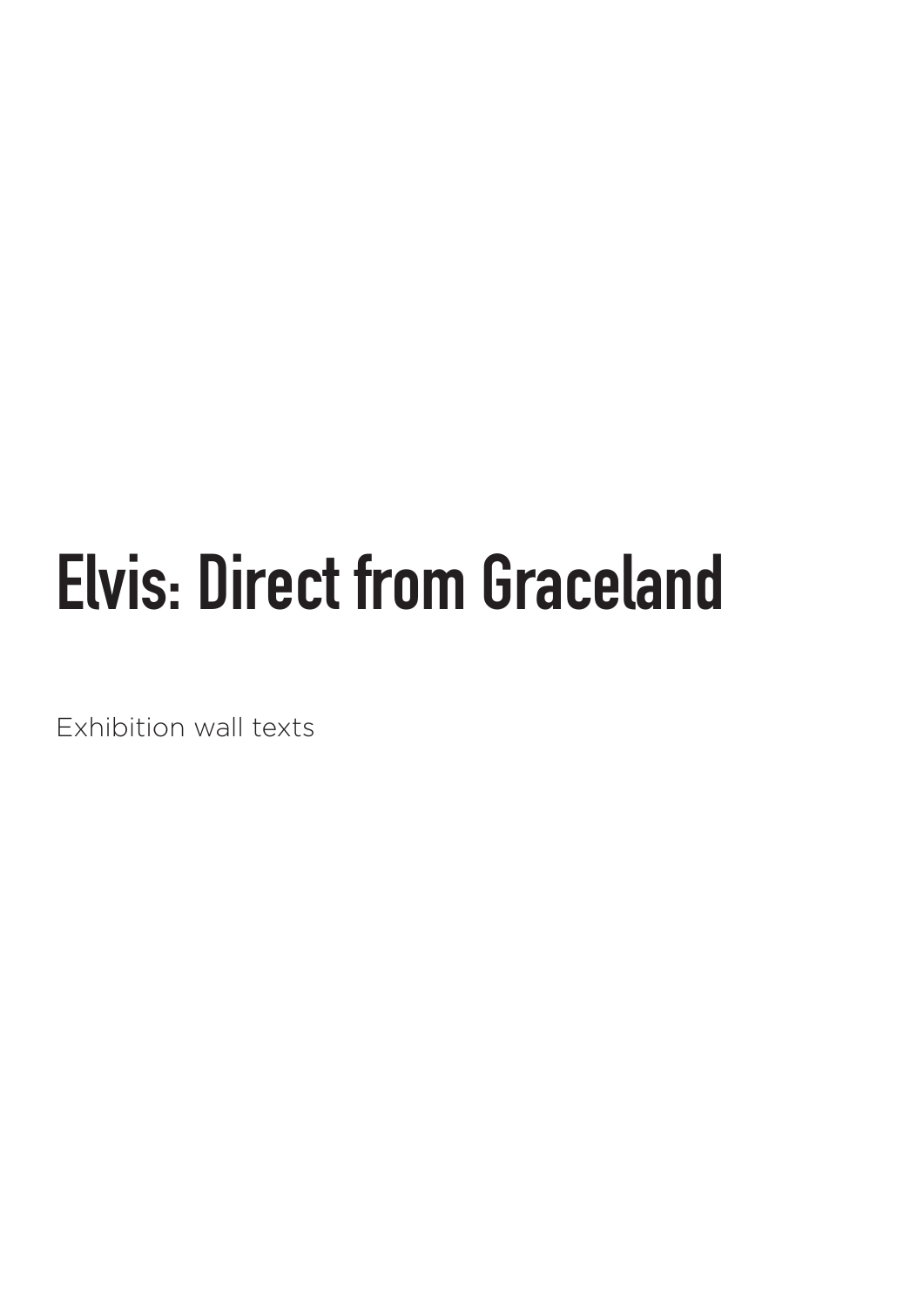# Elvis: Direct from Graceland

Exhibition wall texts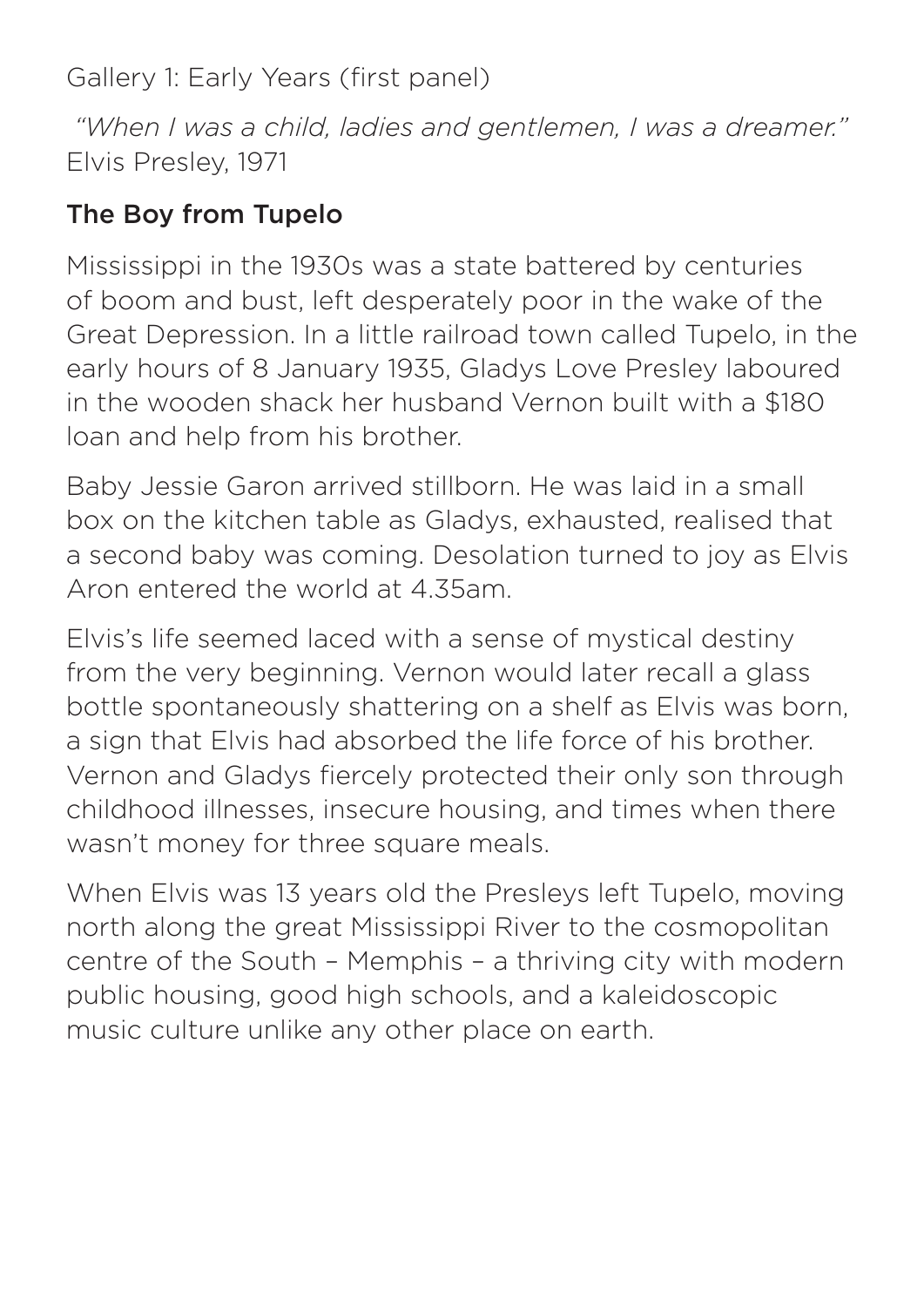Gallery 1: Early Years (first panel)

*"When I was a child, ladies and gentlemen, I was a dreamer."*
Elvis Presley, 1971

## The Boy from Tupelo

Mississippi in the 1930s was a state battered by centuries of boom and bust, left desperately poor in the wake of the Great Depression. In a little railroad town called Tupelo, in the early hours of 8 January 1935, Gladys Love Presley laboured in the wooden shack her husband Vernon built with a $180 loan and help from his brother.

Baby Jessie Garon arrived stillborn. He was laid in a small box on the kitchen table as Gladys, exhausted, realised that a second baby was coming. Desolation turned to joy as Elvis Aron entered the world at 4.35am.

Elvis's life seemed laced with a sense of mystical destiny from the very beginning. Vernon would later recall a glass bottle spontaneously shattering on a shelf as Elvis was born, a sign that Elvis had absorbed the life force of his brother. Vernon and Gladys fiercely protected their only son through childhood illnesses, insecure housing, and times when there wasn't money for three square meals.

When Elvis was 13 years old the Presleys left Tupelo, moving north along the great Mississippi River to the cosmopolitan centre of the South – Memphis – a thriving city with modern public housing, good high schools, and a kaleidoscopic music culture unlike any other place on earth.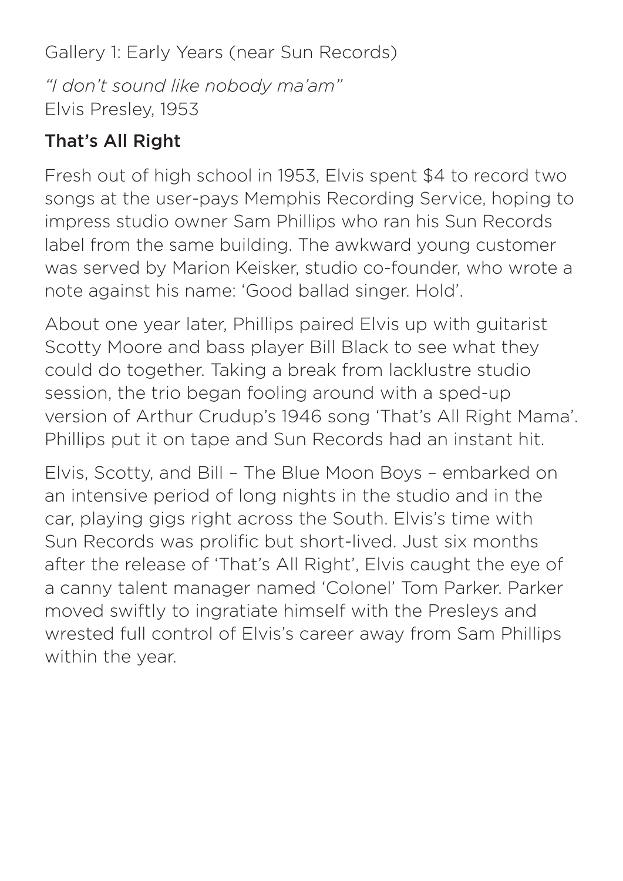Gallery 1: Early Years (near Sun Records)

*"I don't sound like nobody ma'am"*
Elvis Presley, 1953

## That's All Right

Fresh out of high school in 1953, Elvis spent $4 to record two songs at the user-pays Memphis Recording Service, hoping to impress studio owner Sam Phillips who ran his Sun Records label from the same building. The awkward young customer was served by Marion Keisker, studio co-founder, who wrote a note against his name: 'Good ballad singer. Hold'.

About one year later, Phillips paired Elvis up with guitarist Scotty Moore and bass player Bill Black to see what they could do together. Taking a break from lacklustre studio session, the trio began fooling around with a sped-up version of Arthur Crudup's 1946 song 'That's All Right Mama'. Phillips put it on tape and Sun Records had an instant hit.

Elvis, Scotty, and Bill – The Blue Moon Boys – embarked on an intensive period of long nights in the studio and in the car, playing gigs right across the South. Elvis's time with Sun Records was prolific but short-lived. Just six months after the release of 'That's All Right', Elvis caught the eye of a canny talent manager named 'Colonel' Tom Parker. Parker moved swiftly to ingratiate himself with the Presleys and wrested full control of Elvis's career away from Sam Phillips within the year.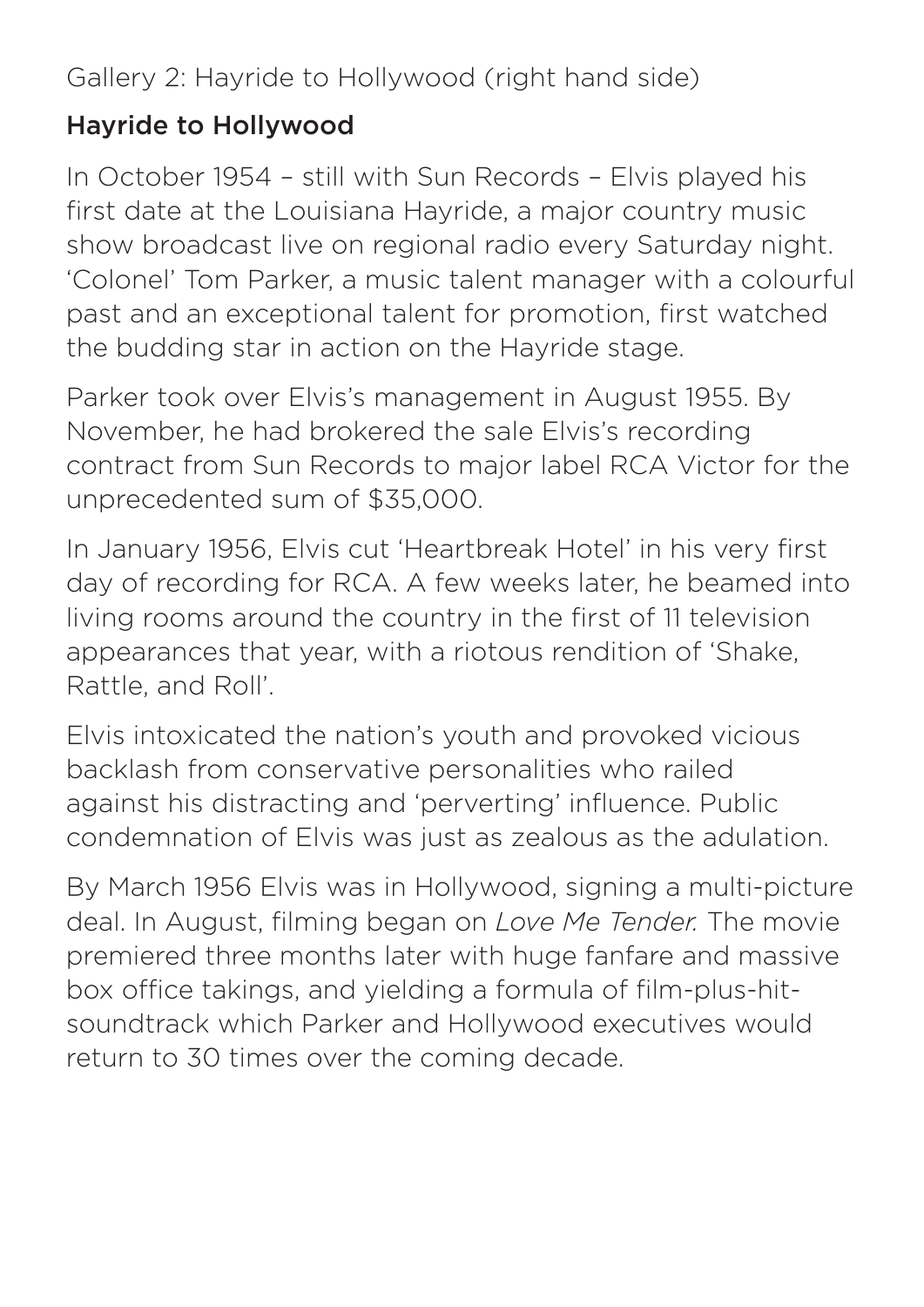Gallery 2: Hayride to Hollywood (right hand side)

## Hayride to Hollywood

In October 1954 – still with Sun Records – Elvis played his first date at the Louisiana Hayride, a major country music show broadcast live on regional radio every Saturday night. 'Colonel' Tom Parker, a music talent manager with a colourful past and an exceptional talent for promotion, first watched the budding star in action on the Hayride stage.

Parker took over Elvis's management in August 1955. By November, he had brokered the sale Elvis's recording contract from Sun Records to major label RCA Victor for the unprecedented sum of $35,000.

In January 1956, Elvis cut 'Heartbreak Hotel' in his very first day of recording for RCA. A few weeks later, he beamed into living rooms around the country in the first of 11 television appearances that year, with a riotous rendition of 'Shake, Rattle, and Roll'.

Elvis intoxicated the nation's youth and provoked vicious backlash from conservative personalities who railed against his distracting and 'perverting' influence. Public condemnation of Elvis was just as zealous as the adulation.

By March 1956 Elvis was in Hollywood, signing a multi-picture deal. In August, filming began on *Love Me Tender.* The movie premiered three months later with huge fanfare and massive box office takings, and yielding a formula of film-plus-hit-soundtrack which Parker and Hollywood executives would return to 30 times over the coming decade.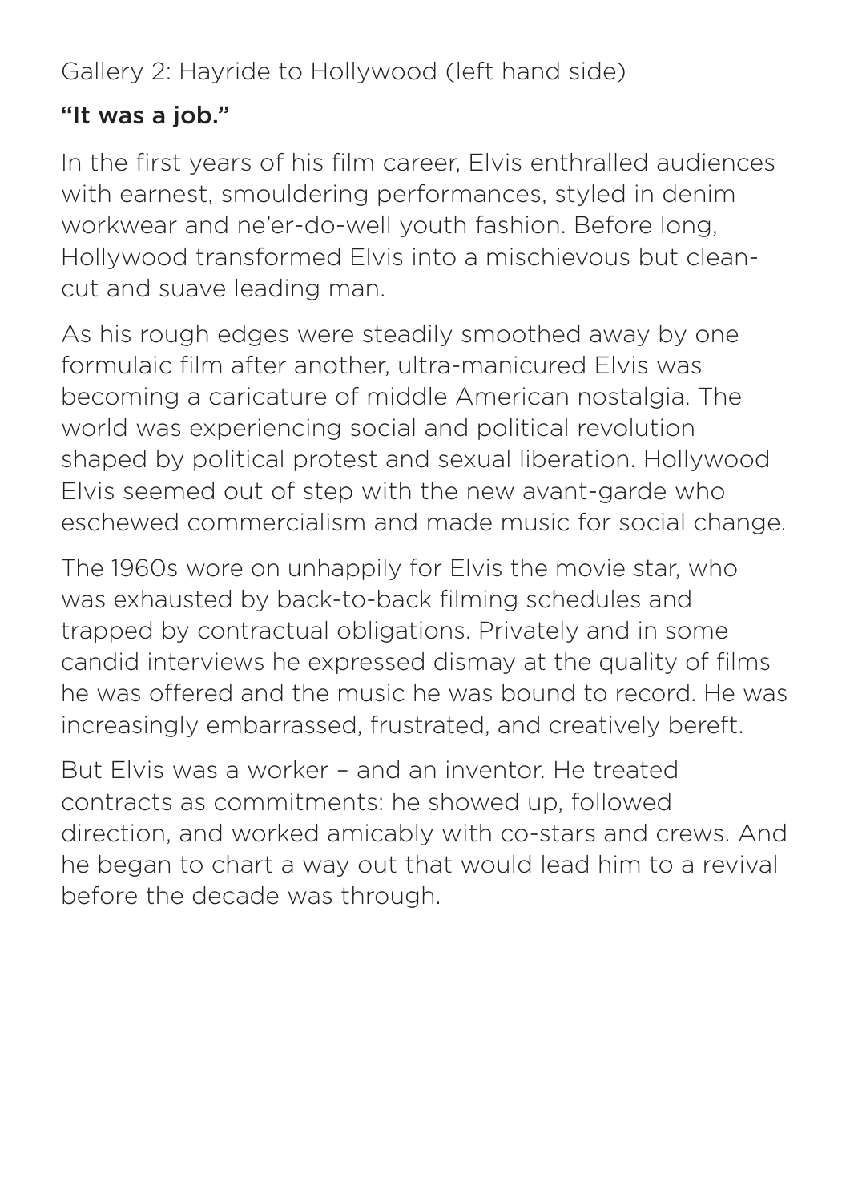Gallery 2: Hayride to Hollywood (left hand side)

## "It was a job."

In the first years of his film career, Elvis enthralled audiences with earnest, smouldering performances, styled in denim workwear and ne'er-do-well youth fashion. Before long, Hollywood transformed Elvis into a mischievous but clean-cut and suave leading man.

As his rough edges were steadily smoothed away by one formulaic film after another, ultra-manicured Elvis was becoming a caricature of middle American nostalgia. The world was experiencing social and political revolution shaped by political protest and sexual liberation. Hollywood Elvis seemed out of step with the new avant-garde who eschewed commercialism and made music for social change.

The 1960s wore on unhappily for Elvis the movie star, who was exhausted by back-to-back filming schedules and trapped by contractual obligations. Privately and in some candid interviews he expressed dismay at the quality of films he was offered and the music he was bound to record. He was increasingly embarrassed, frustrated, and creatively bereft.

But Elvis was a worker – and an inventor. He treated contracts as commitments: he showed up, followed direction, and worked amicably with co-stars and crews. And he began to chart a way out that would lead him to a revival before the decade was through.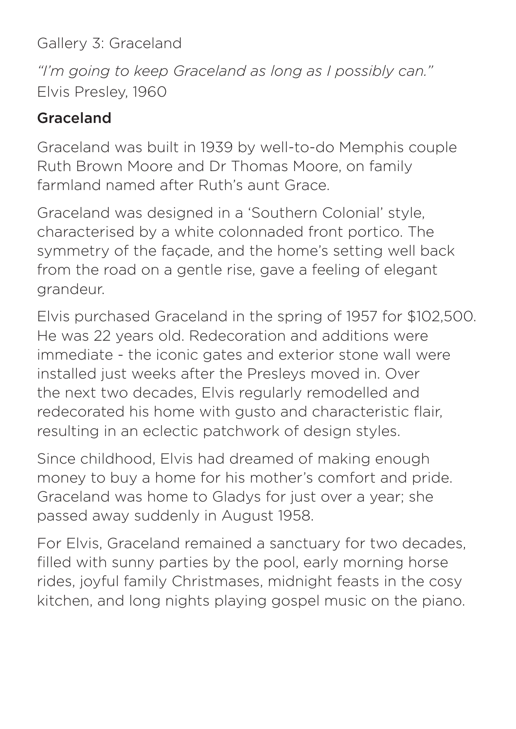Gallery 3: Graceland

*"I'm going to keep Graceland as long as I possibly can."*
Elvis Presley, 1960

## Graceland

Graceland was built in 1939 by well-to-do Memphis couple Ruth Brown Moore and Dr Thomas Moore, on family farmland named after Ruth's aunt Grace.

Graceland was designed in a 'Southern Colonial' style, characterised by a white colonnaded front portico. The symmetry of the façade, and the home's setting well back from the road on a gentle rise, gave a feeling of elegant grandeur.

Elvis purchased Graceland in the spring of 1957 for $102,500. He was 22 years old. Redecoration and additions were immediate - the iconic gates and exterior stone wall were installed just weeks after the Presleys moved in. Over the next two decades, Elvis regularly remodelled and redecorated his home with gusto and characteristic flair, resulting in an eclectic patchwork of design styles.

Since childhood, Elvis had dreamed of making enough money to buy a home for his mother's comfort and pride. Graceland was home to Gladys for just over a year; she passed away suddenly in August 1958.

For Elvis, Graceland remained a sanctuary for two decades, filled with sunny parties by the pool, early morning horse rides, joyful family Christmases, midnight feasts in the cosy kitchen, and long nights playing gospel music on the piano.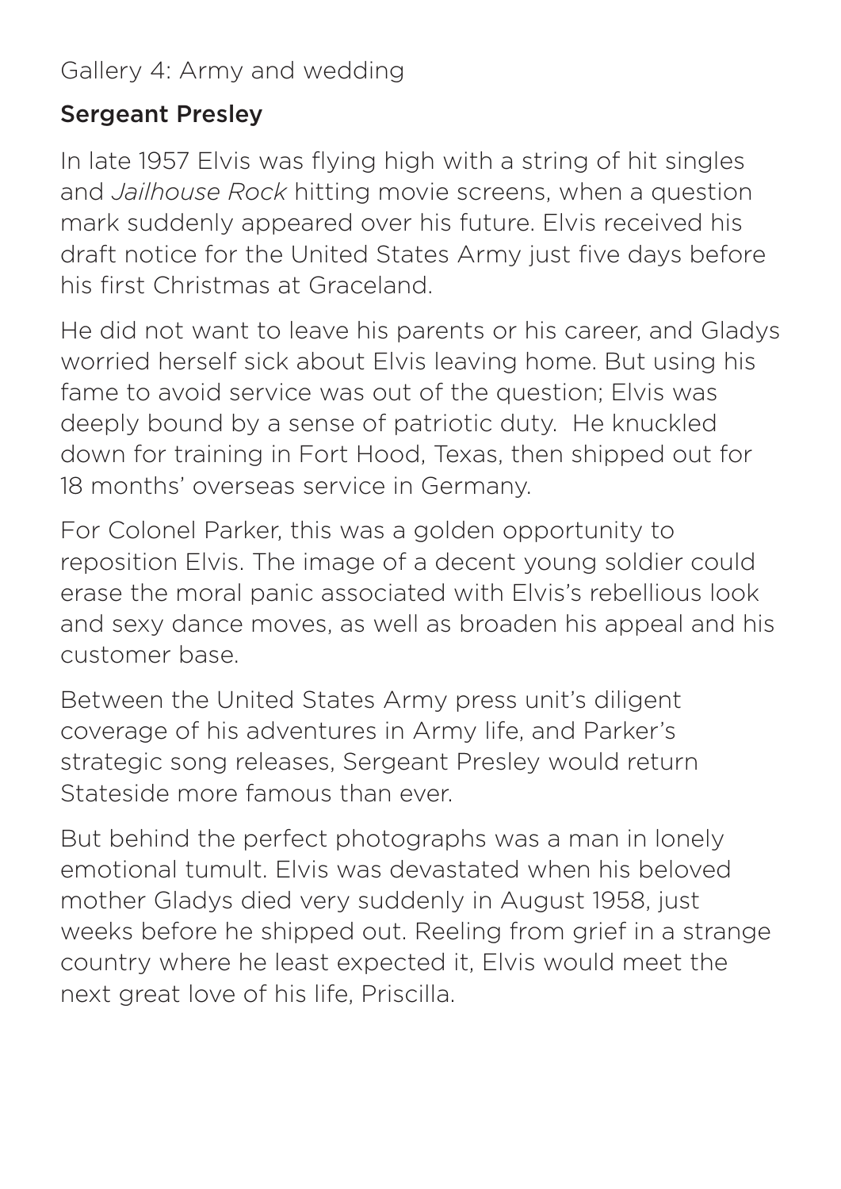Gallery 4: Army and wedding

## Sergeant Presley

In late 1957 Elvis was flying high with a string of hit singles and *Jailhouse Rock* hitting movie screens, when a question mark suddenly appeared over his future. Elvis received his draft notice for the United States Army just five days before his first Christmas at Graceland.

He did not want to leave his parents or his career, and Gladys worried herself sick about Elvis leaving home. But using his fame to avoid service was out of the question; Elvis was deeply bound by a sense of patriotic duty. He knuckled down for training in Fort Hood, Texas, then shipped out for 18 months' overseas service in Germany.

For Colonel Parker, this was a golden opportunity to reposition Elvis. The image of a decent young soldier could erase the moral panic associated with Elvis's rebellious look and sexy dance moves, as well as broaden his appeal and his customer base.

Between the United States Army press unit's diligent coverage of his adventures in Army life, and Parker's strategic song releases, Sergeant Presley would return Stateside more famous than ever.

But behind the perfect photographs was a man in lonely emotional tumult. Elvis was devastated when his beloved mother Gladys died very suddenly in August 1958, just weeks before he shipped out. Reeling from grief in a strange country where he least expected it, Elvis would meet the next great love of his life, Priscilla.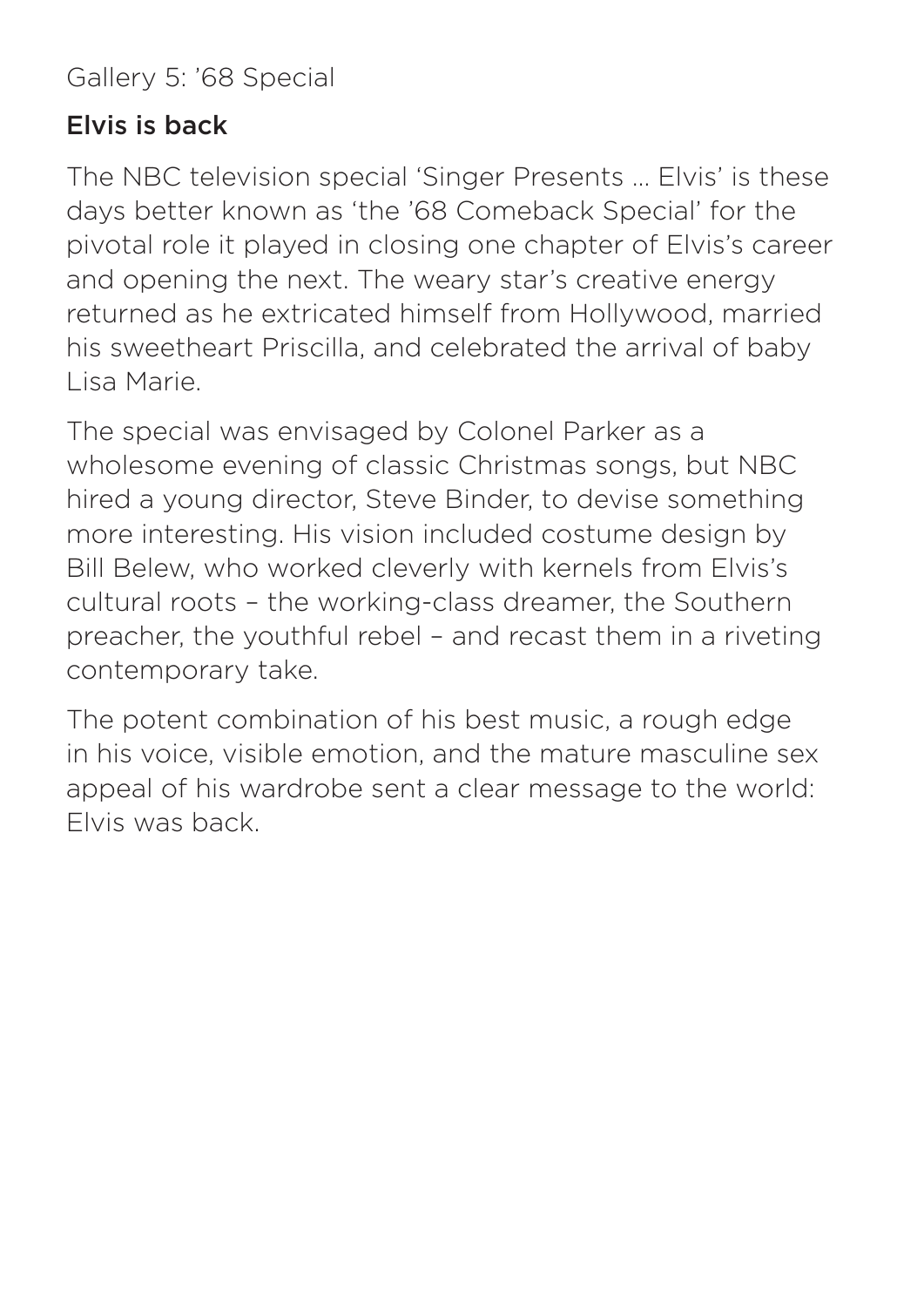Gallery 5: ’68 Special

## Elvis is back

The NBC television special ‘Singer Presents … Elvis’ is these days better known as ‘the ’68 Comeback Special’ for the pivotal role it played in closing one chapter of Elvis’s career and opening the next. The weary star’s creative energy returned as he extricated himself from Hollywood, married his sweetheart Priscilla, and celebrated the arrival of baby Lisa Marie.

The special was envisaged by Colonel Parker as a wholesome evening of classic Christmas songs, but NBC hired a young director, Steve Binder, to devise something more interesting. His vision included costume design by Bill Belew, who worked cleverly with kernels from Elvis’s cultural roots – the working-class dreamer, the Southern preacher, the youthful rebel – and recast them in a riveting contemporary take.

The potent combination of his best music, a rough edge in his voice, visible emotion, and the mature masculine sex appeal of his wardrobe sent a clear message to the world: Elvis was back.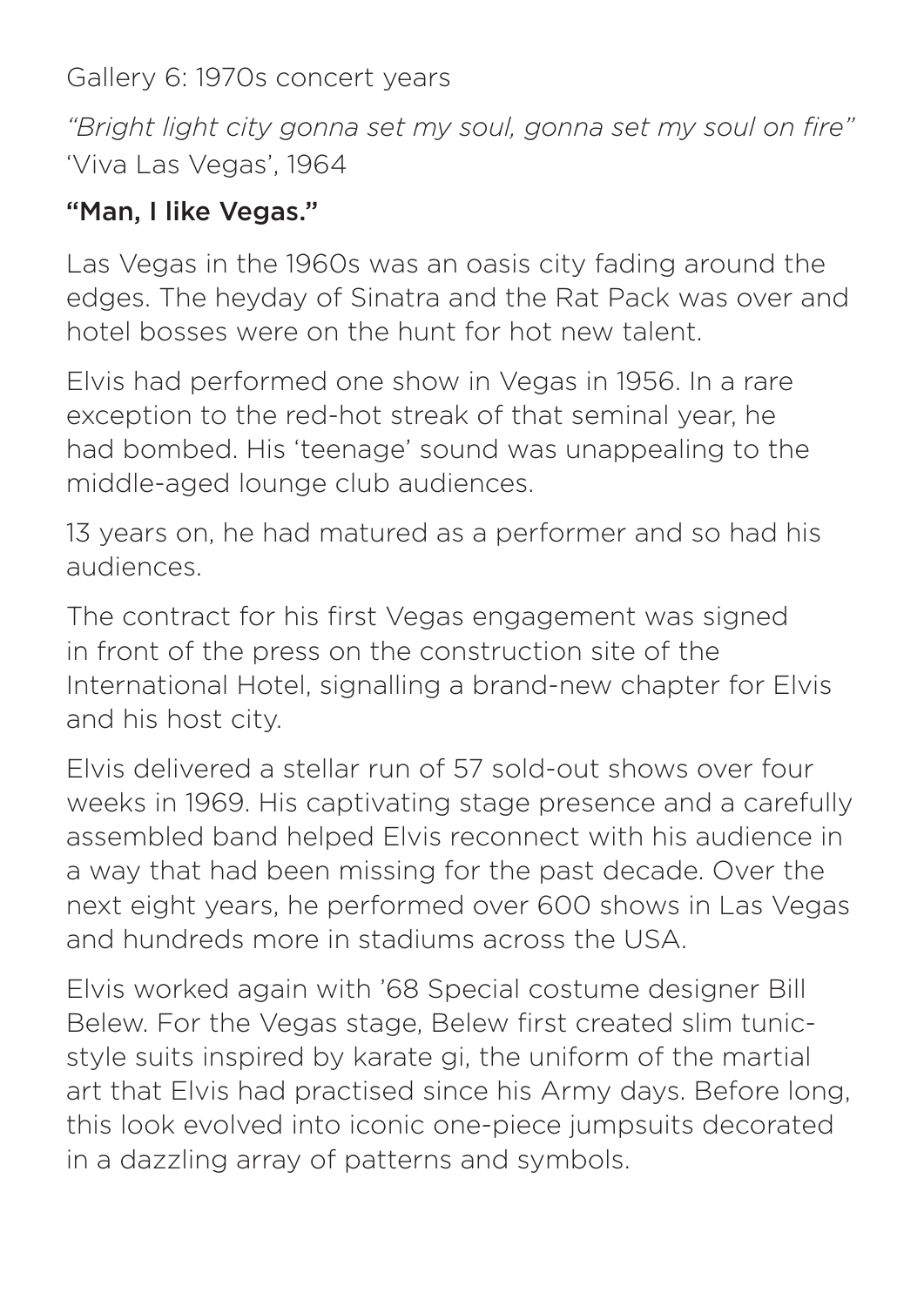Gallery 6: 1970s concert years

*"Bright light city gonna set my soul, gonna set my soul on fire"*
'Viva Las Vegas', 1964

## "Man, I like Vegas."

Las Vegas in the 1960s was an oasis city fading around the edges. The heyday of Sinatra and the Rat Pack was over and hotel bosses were on the hunt for hot new talent.

Elvis had performed one show in Vegas in 1956. In a rare exception to the red-hot streak of that seminal year, he had bombed. His 'teenage' sound was unappealing to the middle-aged lounge club audiences.

13 years on, he had matured as a performer and so had his audiences.

The contract for his first Vegas engagement was signed in front of the press on the construction site of the International Hotel, signalling a brand-new chapter for Elvis and his host city.

Elvis delivered a stellar run of 57 sold-out shows over four weeks in 1969. His captivating stage presence and a carefully assembled band helped Elvis reconnect with his audience in a way that had been missing for the past decade. Over the next eight years, he performed over 600 shows in Las Vegas and hundreds more in stadiums across the USA.

Elvis worked again with '68 Special costume designer Bill Belew. For the Vegas stage, Belew first created slim tunic-style suits inspired by karate gi, the uniform of the martial art that Elvis had practised since his Army days. Before long, this look evolved into iconic one-piece jumpsuits decorated in a dazzling array of patterns and symbols.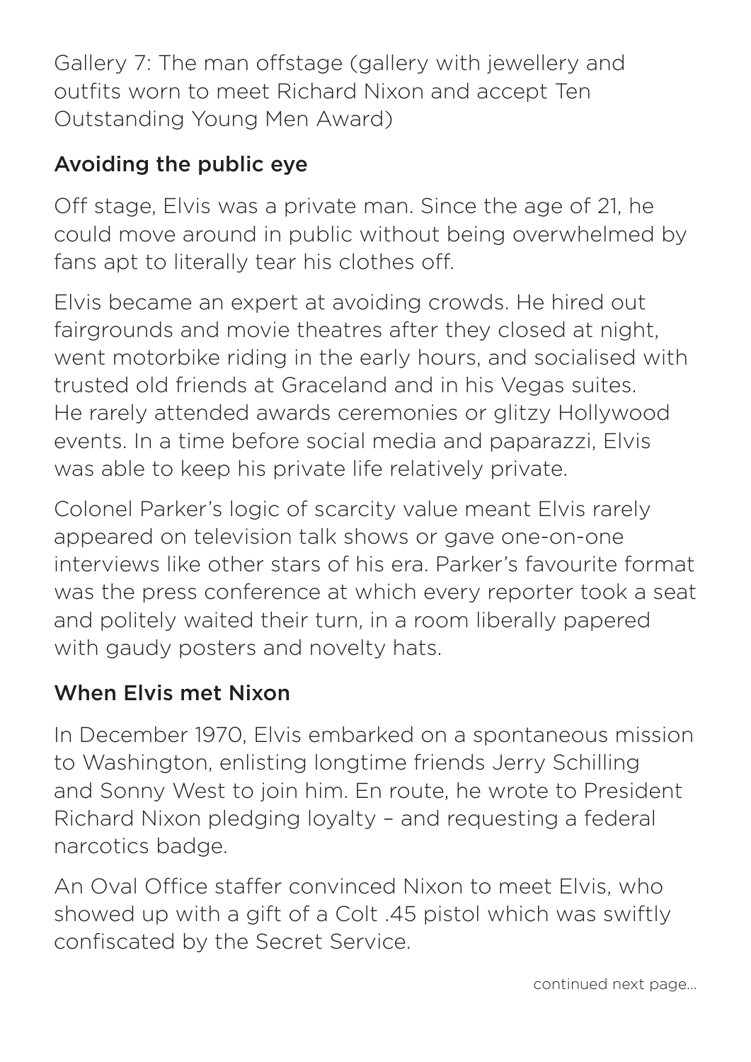Gallery 7: The man offstage (gallery with jewellery and outfits worn to meet Richard Nixon and accept Ten Outstanding Young Men Award)

## Avoiding the public eye

Off stage, Elvis was a private man. Since the age of 21, he could move around in public without being overwhelmed by fans apt to literally tear his clothes off.

Elvis became an expert at avoiding crowds. He hired out fairgrounds and movie theatres after they closed at night, went motorbike riding in the early hours, and socialised with trusted old friends at Graceland and in his Vegas suites. He rarely attended awards ceremonies or glitzy Hollywood events. In a time before social media and paparazzi, Elvis was able to keep his private life relatively private.

Colonel Parker's logic of scarcity value meant Elvis rarely appeared on television talk shows or gave one-on-one interviews like other stars of his era. Parker's favourite format was the press conference at which every reporter took a seat and politely waited their turn, in a room liberally papered with gaudy posters and novelty hats.

## When Elvis met Nixon

In December 1970, Elvis embarked on a spontaneous mission to Washington, enlisting longtime friends Jerry Schilling and Sonny West to join him. En route, he wrote to President Richard Nixon pledging loyalty – and requesting a federal narcotics badge.

An Oval Office staffer convinced Nixon to meet Elvis, who showed up with a gift of a Colt .45 pistol which was swiftly confiscated by the Secret Service.

continued next page...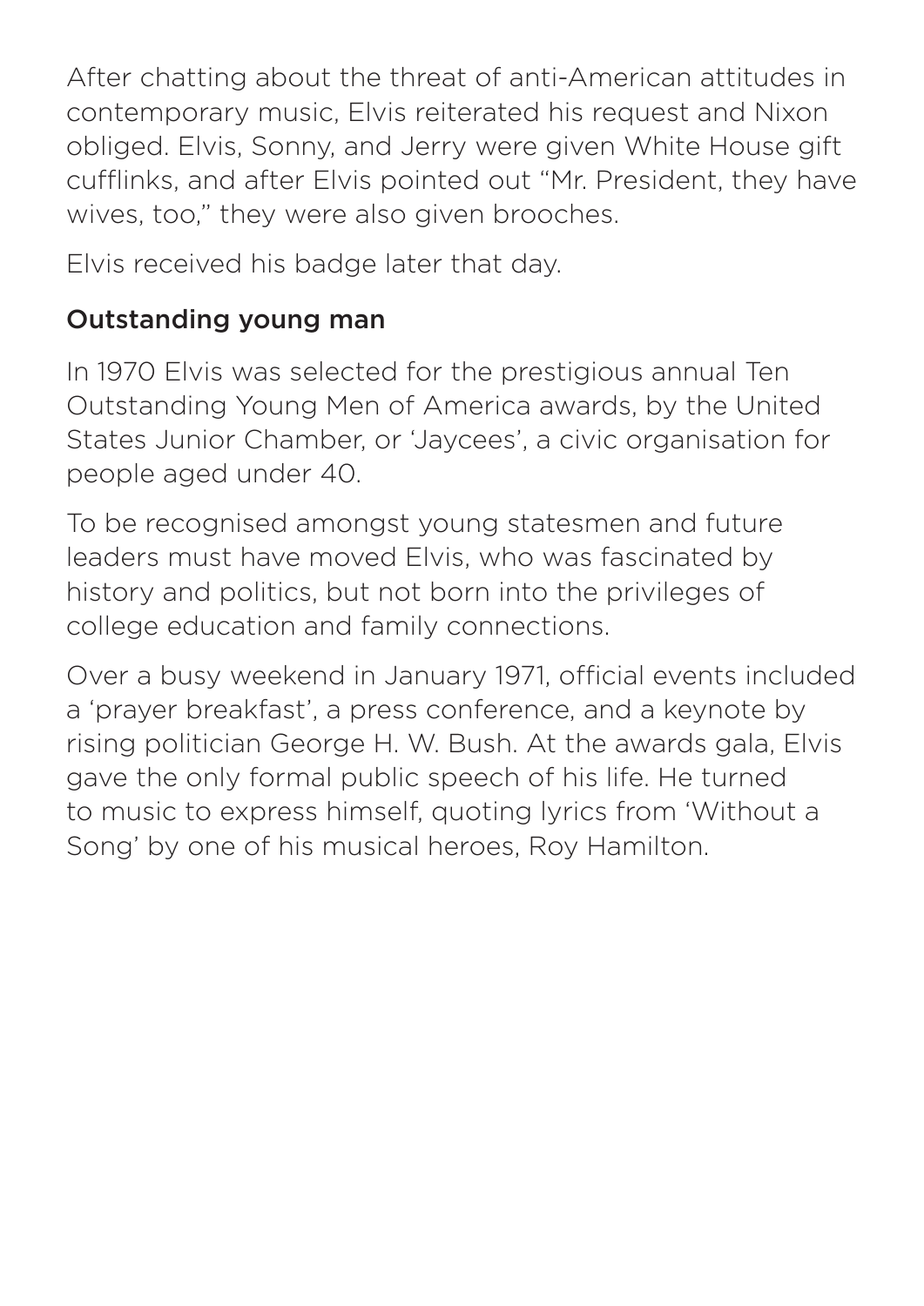After chatting about the threat of anti-American attitudes in contemporary music, Elvis reiterated his request and Nixon obliged. Elvis, Sonny, and Jerry were given White House gift cufflinks, and after Elvis pointed out "Mr. President, they have wives, too," they were also given brooches.

Elvis received his badge later that day.

## Outstanding young man

In 1970 Elvis was selected for the prestigious annual Ten Outstanding Young Men of America awards, by the United States Junior Chamber, or 'Jaycees', a civic organisation for people aged under 40.

To be recognised amongst young statesmen and future leaders must have moved Elvis, who was fascinated by history and politics, but not born into the privileges of college education and family connections.

Over a busy weekend in January 1971, official events included a 'prayer breakfast', a press conference, and a keynote by rising politician George H. W. Bush. At the awards gala, Elvis gave the only formal public speech of his life. He turned to music to express himself, quoting lyrics from 'Without a Song' by one of his musical heroes, Roy Hamilton.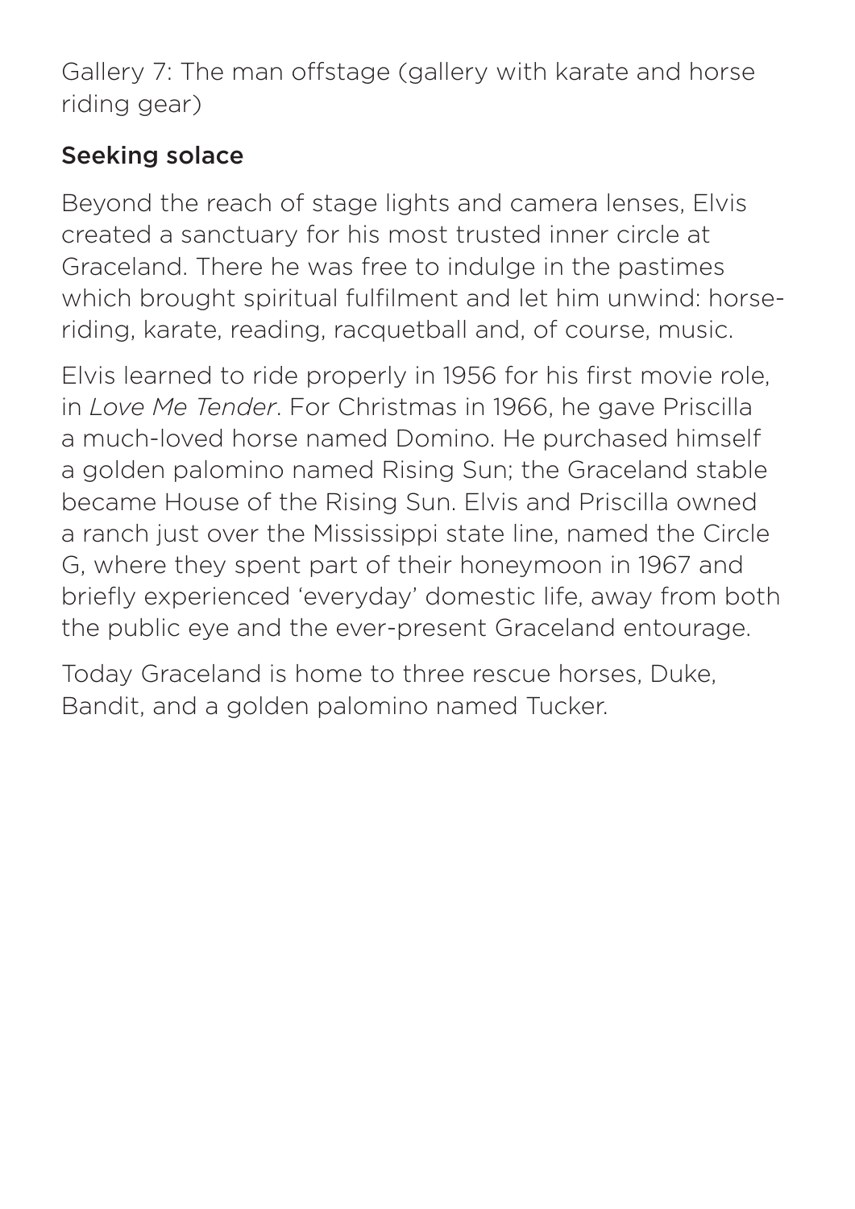Gallery 7: The man offstage (gallery with karate and horse riding gear)

## Seeking solace

Beyond the reach of stage lights and camera lenses, Elvis created a sanctuary for his most trusted inner circle at Graceland. There he was free to indulge in the pastimes which brought spiritual fulfilment and let him unwind: horse-riding, karate, reading, racquetball and, of course, music.

Elvis learned to ride properly in 1956 for his first movie role, in *Love Me Tender*. For Christmas in 1966, he gave Priscilla a much-loved horse named Domino. He purchased himself a golden palomino named Rising Sun; the Graceland stable became House of the Rising Sun. Elvis and Priscilla owned a ranch just over the Mississippi state line, named the Circle G, where they spent part of their honeymoon in 1967 and briefly experienced 'everyday' domestic life, away from both the public eye and the ever-present Graceland entourage.

Today Graceland is home to three rescue horses, Duke, Bandit, and a golden palomino named Tucker.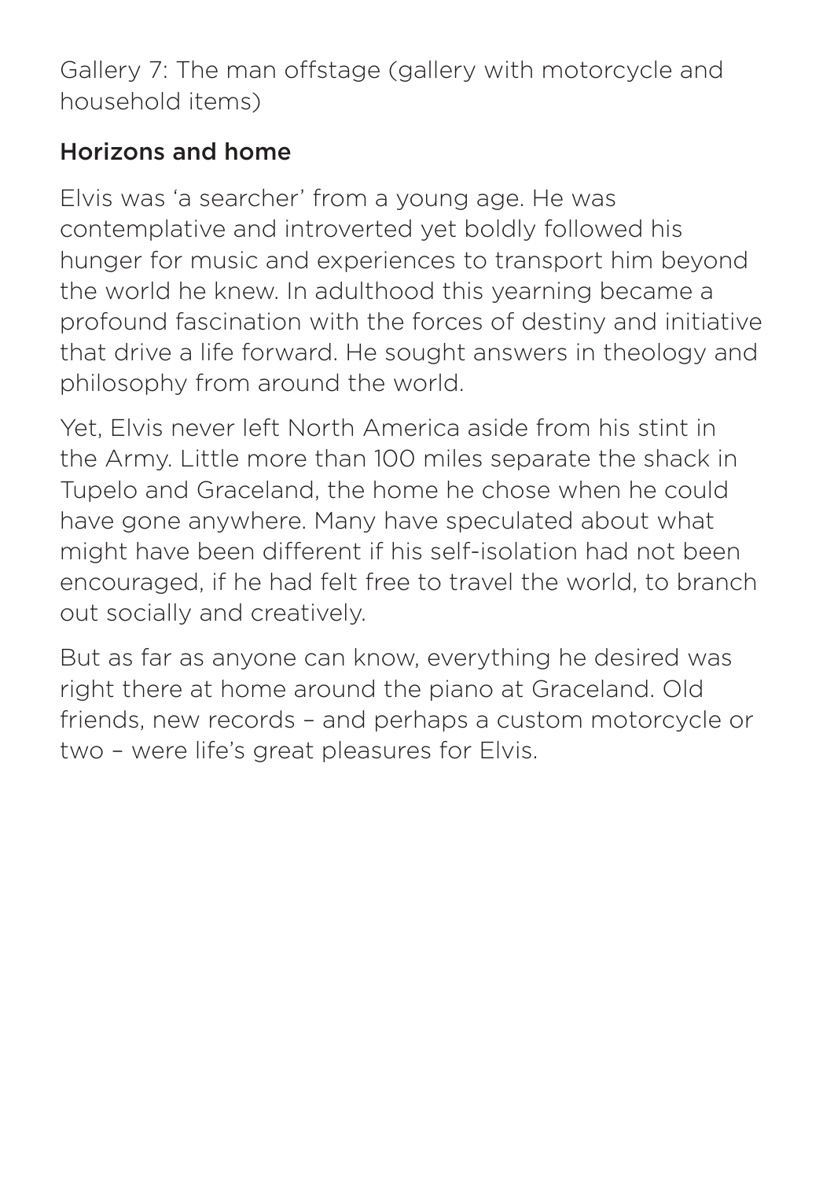Gallery 7: The man offstage (gallery with motorcycle and household items)

## Horizons and home

Elvis was 'a searcher' from a young age. He was contemplative and introverted yet boldly followed his hunger for music and experiences to transport him beyond the world he knew. In adulthood this yearning became a profound fascination with the forces of destiny and initiative that drive a life forward. He sought answers in theology and philosophy from around the world.

Yet, Elvis never left North America aside from his stint in the Army. Little more than 100 miles separate the shack in Tupelo and Graceland, the home he chose when he could have gone anywhere. Many have speculated about what might have been different if his self-isolation had not been encouraged, if he had felt free to travel the world, to branch out socially and creatively.

But as far as anyone can know, everything he desired was right there at home around the piano at Graceland. Old friends, new records – and perhaps a custom motorcycle or two – were life's great pleasures for Elvis.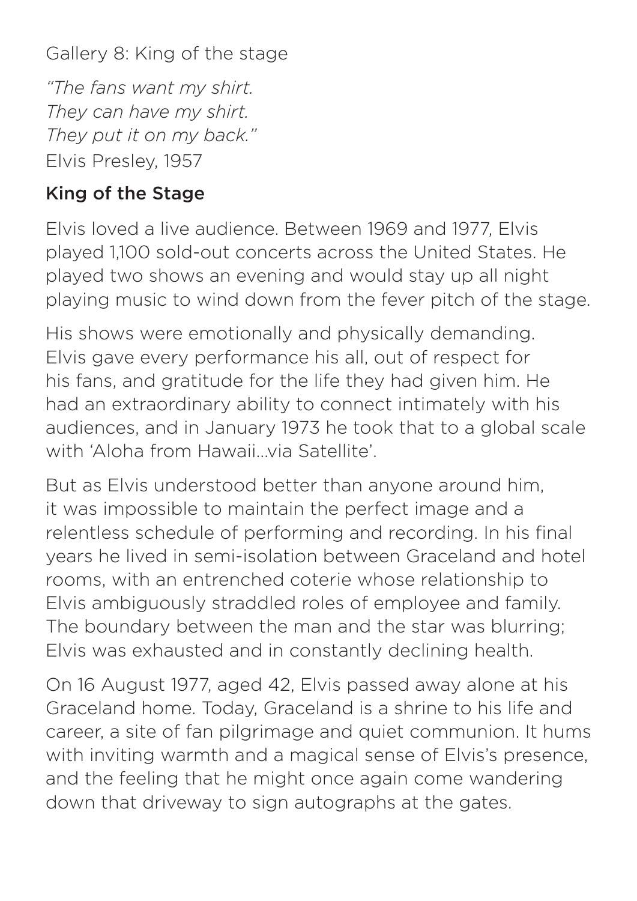Gallery 8: King of the stage

*"The fans want my shirt.*
*They can have my shirt.*
*They put it on my back."*
Elvis Presley, 1957

## King of the Stage

Elvis loved a live audience. Between 1969 and 1977, Elvis played 1,100 sold-out concerts across the United States. He played two shows an evening and would stay up all night playing music to wind down from the fever pitch of the stage.

His shows were emotionally and physically demanding. Elvis gave every performance his all, out of respect for his fans, and gratitude for the life they had given him. He had an extraordinary ability to connect intimately with his audiences, and in January 1973 he took that to a global scale with 'Aloha from Hawaii…via Satellite'.

But as Elvis understood better than anyone around him, it was impossible to maintain the perfect image and a relentless schedule of performing and recording. In his final years he lived in semi-isolation between Graceland and hotel rooms, with an entrenched coterie whose relationship to Elvis ambiguously straddled roles of employee and family. The boundary between the man and the star was blurring; Elvis was exhausted and in constantly declining health.

On 16 August 1977, aged 42, Elvis passed away alone at his Graceland home. Today, Graceland is a shrine to his life and career, a site of fan pilgrimage and quiet communion. It hums with inviting warmth and a magical sense of Elvis's presence, and the feeling that he might once again come wandering down that driveway to sign autographs at the gates.